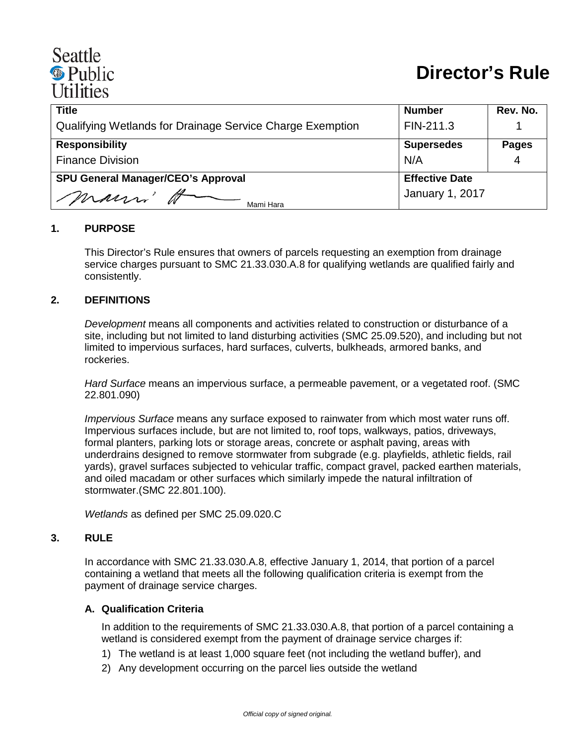Seattle Public Utilities

# Director's Rule

| Title | Number | Rev. No. |
| --- | --- | --- |
| Qualifying Wetlands for Drainage Service Charge Exemption | FIN-211.3 | 1 |
| **Responsibility** | **Supersedes** | **Pages** |
| Finance Division | N/A | 4 |
| **SPU General Manager/CEO's Approval** | **Effective Date** | |
| Mami Hara | January 1, 2017 | |

## 1. PURPOSE

This Director's Rule ensures that owners of parcels requesting an exemption from drainage service charges pursuant to SMC 21.33.030.A.8 for qualifying wetlands are qualified fairly and consistently.

## 2. DEFINITIONS

*Development* means all components and activities related to construction or disturbance of a site, including but not limited to land disturbing activities (SMC 25.09.520), and including but not limited to impervious surfaces, hard surfaces, culverts, bulkheads, armored banks, and rockeries.

*Hard Surface* means an impervious surface, a permeable pavement, or a vegetated roof. (SMC 22.801.090)

*Impervious Surface* means any surface exposed to rainwater from which most water runs off. Impervious surfaces include, but are not limited to, roof tops, walkways, patios, driveways, formal planters, parking lots or storage areas, concrete or asphalt paving, areas with underdrains designed to remove stormwater from subgrade (e.g. playfields, athletic fields, rail yards), gravel surfaces subjected to vehicular traffic, compact gravel, packed earthen materials, and oiled macadam or other surfaces which similarly impede the natural infiltration of stormwater.(SMC 22.801.100).

*Wetlands* as defined per SMC 25.09.020.C

## 3. RULE

In accordance with SMC 21.33.030.A.8, effective January 1, 2014, that portion of a parcel containing a wetland that meets all the following qualification criteria is exempt from the payment of drainage service charges.

### A. Qualification Criteria

In addition to the requirements of SMC 21.33.030.A.8, that portion of a parcel containing a wetland is considered exempt from the payment of drainage service charges if:

1) The wetland is at least 1,000 square feet (not including the wetland buffer), and
2) Any development occurring on the parcel lies outside the wetland

*Official copy of signed original.*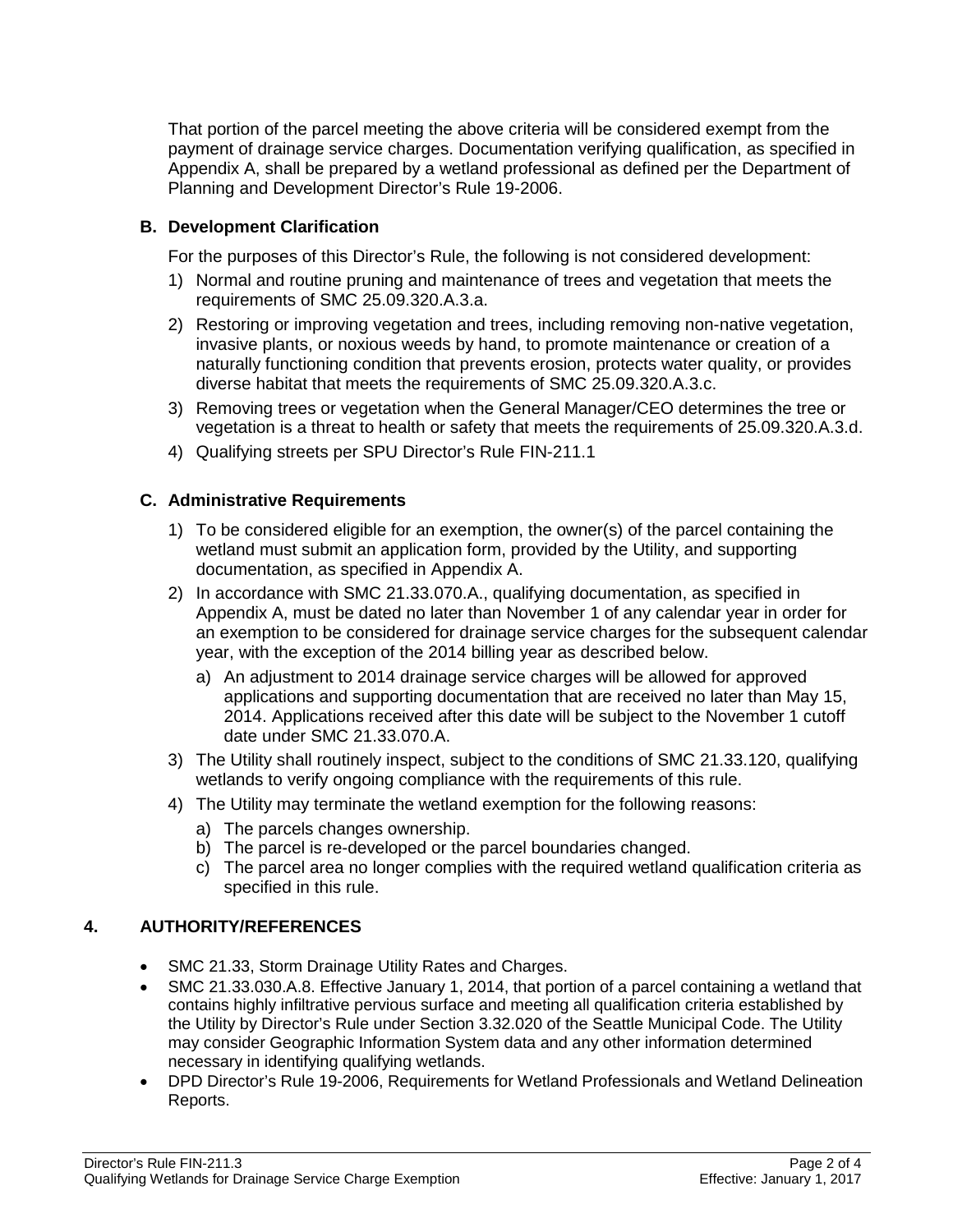That portion of the parcel meeting the above criteria will be considered exempt from the payment of drainage service charges. Documentation verifying qualification, as specified in Appendix A, shall be prepared by a wetland professional as defined per the Department of Planning and Development Director's Rule 19-2006.

### B. Development Clarification

For the purposes of this Director's Rule, the following is not considered development:

1) Normal and routine pruning and maintenance of trees and vegetation that meets the requirements of SMC 25.09.320.A.3.a.
2) Restoring or improving vegetation and trees, including removing non-native vegetation, invasive plants, or noxious weeds by hand, to promote maintenance or creation of a naturally functioning condition that prevents erosion, protects water quality, or provides diverse habitat that meets the requirements of SMC 25.09.320.A.3.c.
3) Removing trees or vegetation when the General Manager/CEO determines the tree or vegetation is a threat to health or safety that meets the requirements of 25.09.320.A.3.d.
4) Qualifying streets per SPU Director's Rule FIN-211.1

### C. Administrative Requirements

1) To be considered eligible for an exemption, the owner(s) of the parcel containing the wetland must submit an application form, provided by the Utility, and supporting documentation, as specified in Appendix A.
2) In accordance with SMC 21.33.070.A., qualifying documentation, as specified in Appendix A, must be dated no later than November 1 of any calendar year in order for an exemption to be considered for drainage service charges for the subsequent calendar year, with the exception of the 2014 billing year as described below.
   a) An adjustment to 2014 drainage service charges will be allowed for approved applications and supporting documentation that are received no later than May 15, 2014. Applications received after this date will be subject to the November 1 cutoff date under SMC 21.33.070.A.
3) The Utility shall routinely inspect, subject to the conditions of SMC 21.33.120, qualifying wetlands to verify ongoing compliance with the requirements of this rule.
4) The Utility may terminate the wetland exemption for the following reasons:
   a) The parcels changes ownership.
   b) The parcel is re-developed or the parcel boundaries changed.
   c) The parcel area no longer complies with the required wetland qualification criteria as specified in this rule.

## 4. AUTHORITY/REFERENCES

- SMC 21.33, Storm Drainage Utility Rates and Charges.
- SMC 21.33.030.A.8. Effective January 1, 2014, that portion of a parcel containing a wetland that contains highly infiltrative pervious surface and meeting all qualification criteria established by the Utility by Director's Rule under Section 3.32.020 of the Seattle Municipal Code. The Utility may consider Geographic Information System data and any other information determined necessary in identifying qualifying wetlands.
- DPD Director's Rule 19-2006, Requirements for Wetland Professionals and Wetland Delineation Reports.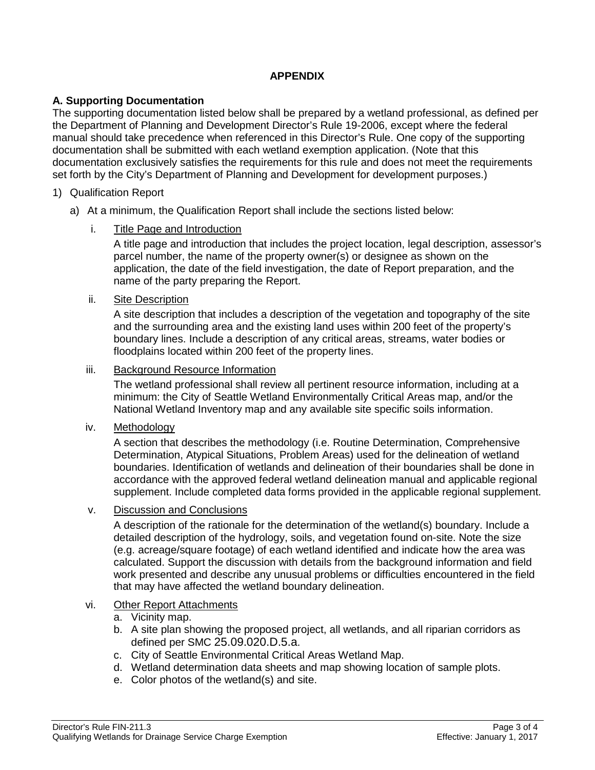## APPENDIX

### A. Supporting Documentation

The supporting documentation listed below shall be prepared by a wetland professional, as defined per the Department of Planning and Development Director's Rule 19-2006, except where the federal manual should take precedence when referenced in this Director's Rule. One copy of the supporting documentation shall be submitted with each wetland exemption application. (Note that this documentation exclusively satisfies the requirements for this rule and does not meet the requirements set forth by the City's Department of Planning and Development for development purposes.)

1) Qualification Report

   a) At a minimum, the Qualification Report shall include the sections listed below:

      i. Title Page and Introduction

         A title page and introduction that includes the project location, legal description, assessor's parcel number, the name of the property owner(s) or designee as shown on the application, the date of the field investigation, the date of Report preparation, and the name of the party preparing the Report.

      ii. Site Description

         A site description that includes a description of the vegetation and topography of the site and the surrounding area and the existing land uses within 200 feet of the property's boundary lines. Include a description of any critical areas, streams, water bodies or floodplains located within 200 feet of the property lines.

      iii. Background Resource Information

         The wetland professional shall review all pertinent resource information, including at a minimum: the City of Seattle Wetland Environmentally Critical Areas map, and/or the National Wetland Inventory map and any available site specific soils information.

      iv. Methodology

         A section that describes the methodology (i.e. Routine Determination, Comprehensive Determination, Atypical Situations, Problem Areas) used for the delineation of wetland boundaries. Identification of wetlands and delineation of their boundaries shall be done in accordance with the approved federal wetland delineation manual and applicable regional supplement. Include completed data forms provided in the applicable regional supplement.

      v. Discussion and Conclusions

         A description of the rationale for the determination of the wetland(s) boundary. Include a detailed description of the hydrology, soils, and vegetation found on-site. Note the size (e.g. acreage/square footage) of each wetland identified and indicate how the area was calculated. Support the discussion with details from the background information and field work presented and describe any unusual problems or difficulties encountered in the field that may have affected the wetland boundary delineation.

      vi. Other Report Attachments

         a. Vicinity map.
         b. A site plan showing the proposed project, all wetlands, and all riparian corridors as defined per SMC 25.09.020.D.5.a.
         c. City of Seattle Environmental Critical Areas Wetland Map.
         d. Wetland determination data sheets and map showing location of sample plots.
         e. Color photos of the wetland(s) and site.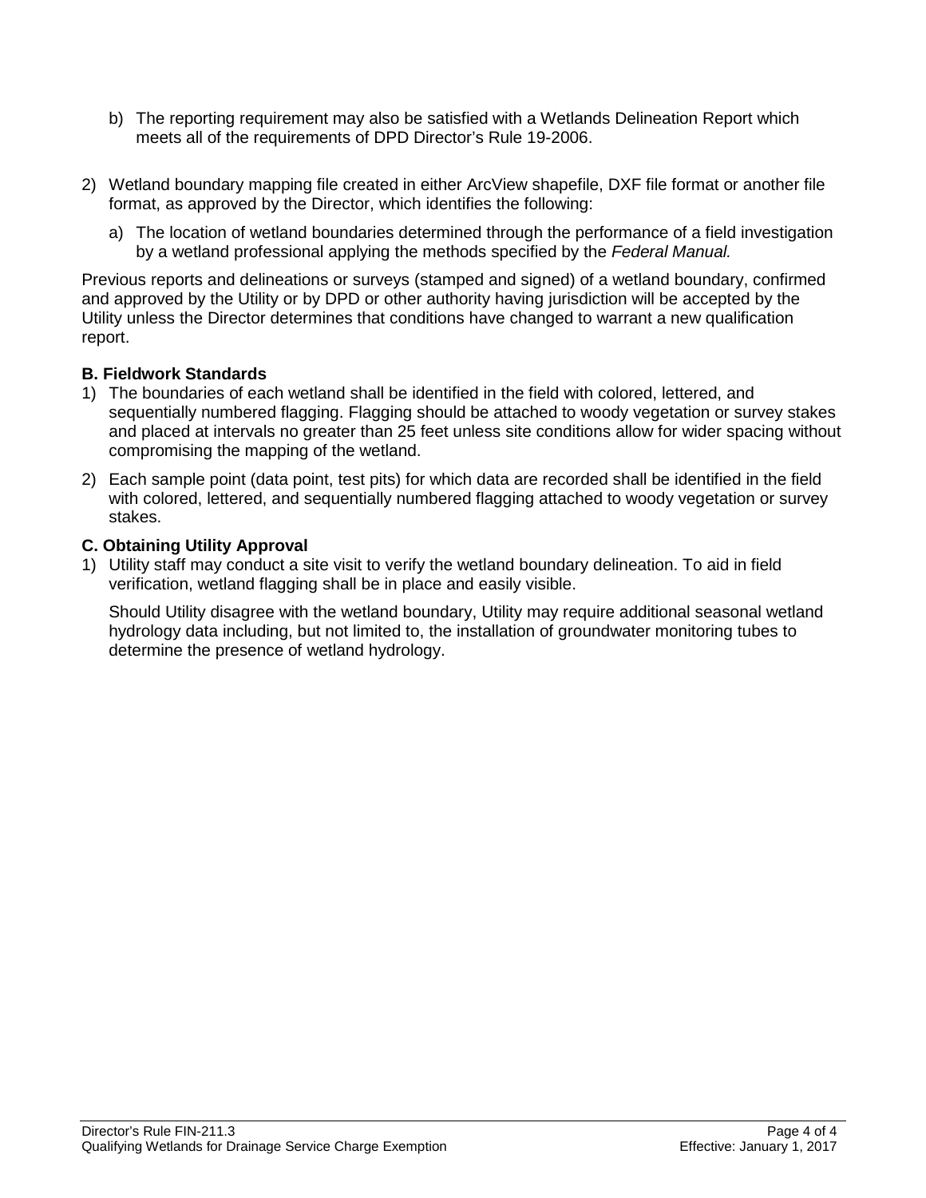b) The reporting requirement may also be satisfied with a Wetlands Delineation Report which meets all of the requirements of DPD Director's Rule 19-2006.

2) Wetland boundary mapping file created in either ArcView shapefile, DXF file format or another file format, as approved by the Director, which identifies the following:

   a) The location of wetland boundaries determined through the performance of a field investigation by a wetland professional applying the methods specified by the *Federal Manual.*

Previous reports and delineations or surveys (stamped and signed) of a wetland boundary, confirmed and approved by the Utility or by DPD or other authority having jurisdiction will be accepted by the Utility unless the Director determines that conditions have changed to warrant a new qualification report.

**B. Fieldwork Standards**

1) The boundaries of each wetland shall be identified in the field with colored, lettered, and sequentially numbered flagging. Flagging should be attached to woody vegetation or survey stakes and placed at intervals no greater than 25 feet unless site conditions allow for wider spacing without compromising the mapping of the wetland.

2) Each sample point (data point, test pits) for which data are recorded shall be identified in the field with colored, lettered, and sequentially numbered flagging attached to woody vegetation or survey stakes.

**C. Obtaining Utility Approval**

1) Utility staff may conduct a site visit to verify the wetland boundary delineation. To aid in field verification, wetland flagging shall be in place and easily visible.

   Should Utility disagree with the wetland boundary, Utility may require additional seasonal wetland hydrology data including, but not limited to, the installation of groundwater monitoring tubes to determine the presence of wetland hydrology.